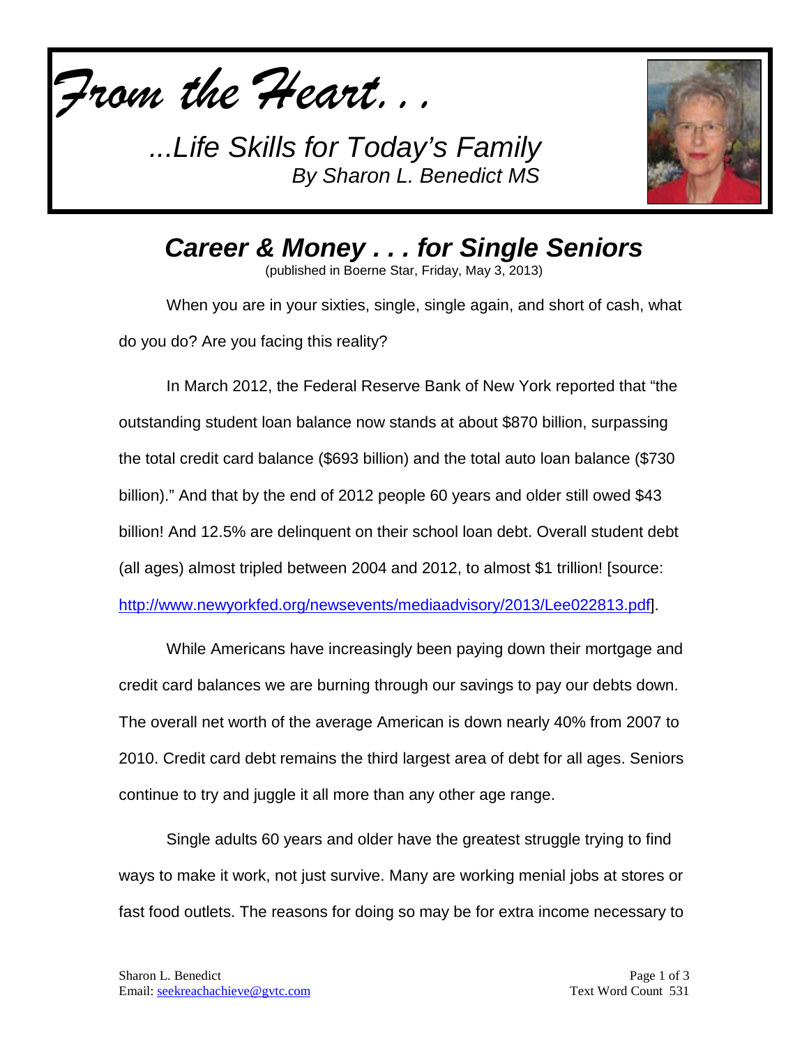*From the Heart. . .*

*...Life Skills for Today's Family*
*By Sharon L. Benedict MS*

# *Career & Money . . . for Single Seniors*

(published in Boerne Star, Friday, May 3, 2013)

When you are in your sixties, single, single again, and short of cash, what do you do? Are you facing this reality?

In March 2012, the Federal Reserve Bank of New York reported that "the outstanding student loan balance now stands at about $870 billion, surpassing the total credit card balance ($693 billion) and the total auto loan balance ($730 billion)." And that by the end of 2012 people 60 years and older still owed $43 billion! And 12.5% are delinquent on their school loan debt. Overall student debt (all ages) almost tripled between 2004 and 2012, to almost $1 trillion! [source: http://www.newyorkfed.org/newsevents/mediaadvisory/2013/Lee022813.pdf].

While Americans have increasingly been paying down their mortgage and credit card balances we are burning through our savings to pay our debts down. The overall net worth of the average American is down nearly 40% from 2007 to 2010. Credit card debt remains the third largest area of debt for all ages. Seniors continue to try and juggle it all more than any other age range.

Single adults 60 years and older have the greatest struggle trying to find ways to make it work, not just survive. Many are working menial jobs at stores or fast food outlets. The reasons for doing so may be for extra income necessary to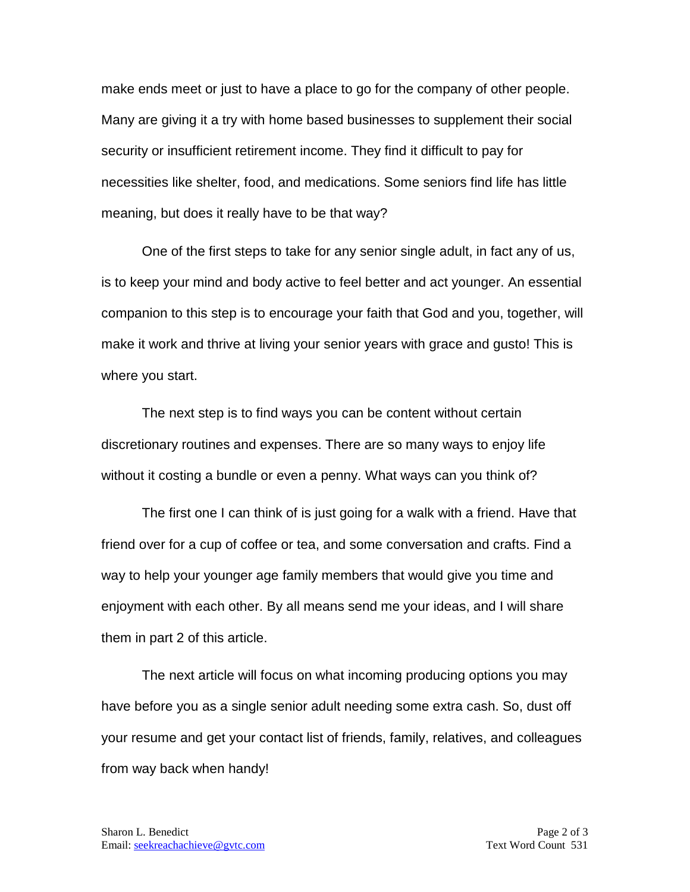make ends meet or just to have a place to go for the company of other people. Many are giving it a try with home based businesses to supplement their social security or insufficient retirement income. They find it difficult to pay for necessities like shelter, food, and medications. Some seniors find life has little meaning, but does it really have to be that way?

One of the first steps to take for any senior single adult, in fact any of us, is to keep your mind and body active to feel better and act younger. An essential companion to this step is to encourage your faith that God and you, together, will make it work and thrive at living your senior years with grace and gusto! This is where you start.

The next step is to find ways you can be content without certain discretionary routines and expenses. There are so many ways to enjoy life without it costing a bundle or even a penny. What ways can you think of?

The first one I can think of is just going for a walk with a friend. Have that friend over for a cup of coffee or tea, and some conversation and crafts. Find a way to help your younger age family members that would give you time and enjoyment with each other. By all means send me your ideas, and I will share them in part 2 of this article.

The next article will focus on what incoming producing options you may have before you as a single senior adult needing some extra cash. So, dust off your resume and get your contact list of friends, family, relatives, and colleagues from way back when handy!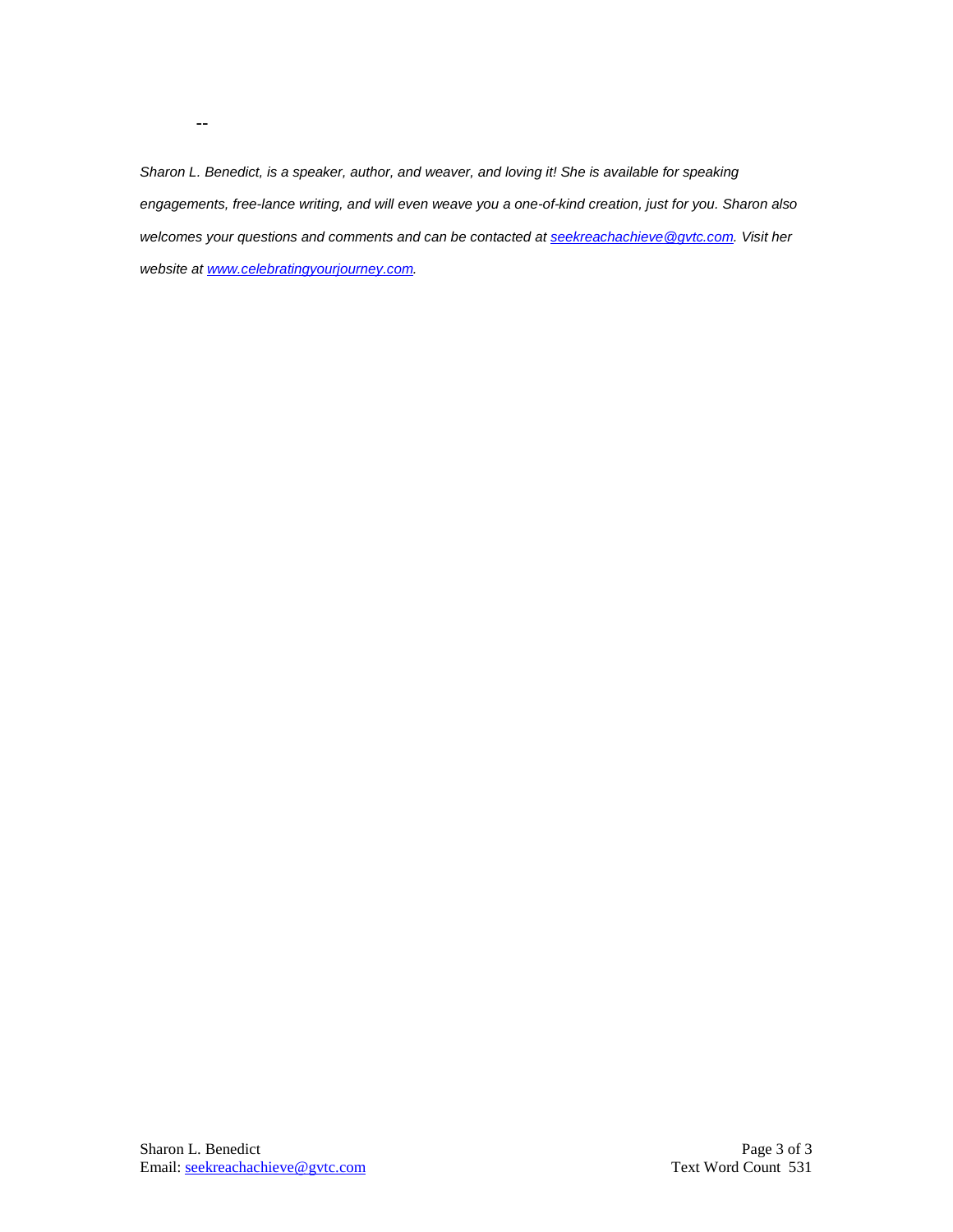--

*Sharon L. Benedict, is a speaker, author, and weaver, and loving it! She is available for speaking engagements, free-lance writing, and will even weave you a one-of-kind creation, just for you. Sharon also welcomes your questions and comments and can be contacted at [seekreachachieve@gvtc.com](mailto:seekreachachieve@gvtc.com). Visit her website at [www.celebratingyourjourney.com](http://www.celebratingyourjourney.com).*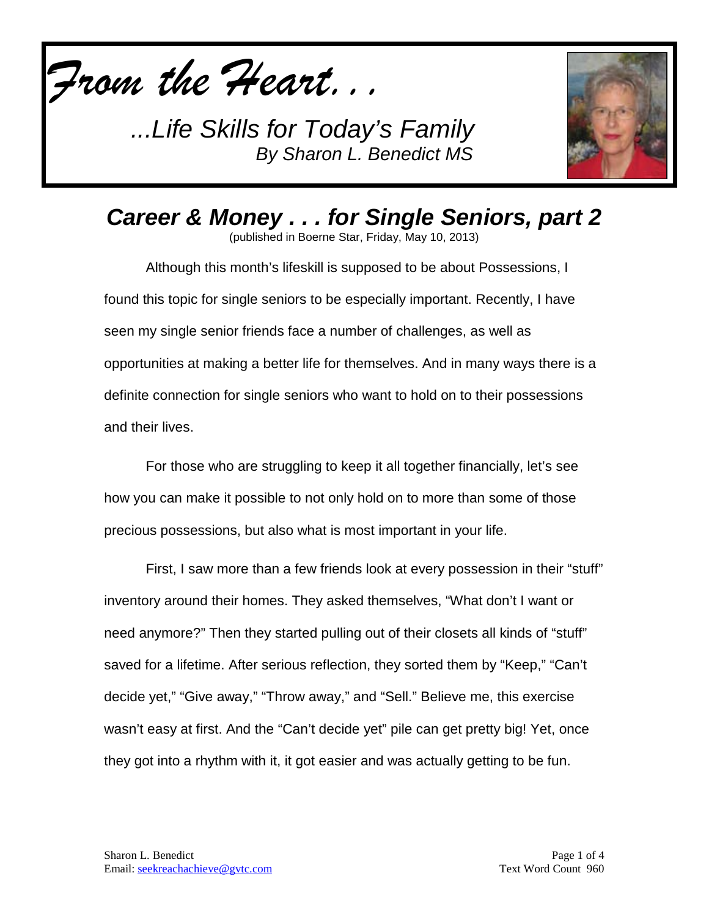*From the Heart. . .*

*...Life Skills for Today's Family*
*By Sharon L. Benedict MS*

# Career & Money . . . for Single Seniors, part 2

(published in Boerne Star, Friday, May 10, 2013)

Although this month's lifeskill is supposed to be about Possessions, I found this topic for single seniors to be especially important. Recently, I have seen my single senior friends face a number of challenges, as well as opportunities at making a better life for themselves. And in many ways there is a definite connection for single seniors who want to hold on to their possessions and their lives.

For those who are struggling to keep it all together financially, let's see how you can make it possible to not only hold on to more than some of those precious possessions, but also what is most important in your life.

First, I saw more than a few friends look at every possession in their "stuff" inventory around their homes. They asked themselves, "What don't I want or need anymore?" Then they started pulling out of their closets all kinds of "stuff" saved for a lifetime. After serious reflection, they sorted them by "Keep," "Can't decide yet," "Give away," "Throw away," and "Sell." Believe me, this exercise wasn't easy at first. And the "Can't decide yet" pile can get pretty big! Yet, once they got into a rhythm with it, it got easier and was actually getting to be fun.

Sharon L. Benedict
Email: seekreachachieve@gvtc.com

Text Word Count 960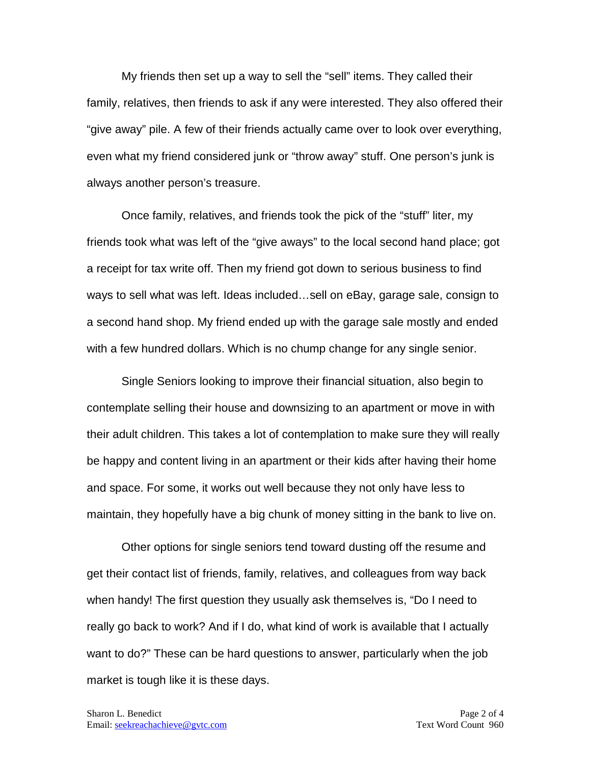My friends then set up a way to sell the “sell” items. They called their family, relatives, then friends to ask if any were interested. They also offered their “give away” pile. A few of their friends actually came over to look over everything, even what my friend considered junk or “throw away” stuff. One person’s junk is always another person’s treasure.

Once family, relatives, and friends took the pick of the “stuff” liter, my friends took what was left of the “give aways” to the local second hand place; got a receipt for tax write off. Then my friend got down to serious business to find ways to sell what was left. Ideas included…sell on eBay, garage sale, consign to a second hand shop. My friend ended up with the garage sale mostly and ended with a few hundred dollars. Which is no chump change for any single senior.

Single Seniors looking to improve their financial situation, also begin to contemplate selling their house and downsizing to an apartment or move in with their adult children. This takes a lot of contemplation to make sure they will really be happy and content living in an apartment or their kids after having their home and space. For some, it works out well because they not only have less to maintain, they hopefully have a big chunk of money sitting in the bank to live on.

Other options for single seniors tend toward dusting off the resume and get their contact list of friends, family, relatives, and colleagues from way back when handy! The first question they usually ask themselves is, “Do I need to really go back to work? And if I do, what kind of work is available that I actually want to do?” These can be hard questions to answer, particularly when the job market is tough like it is these days.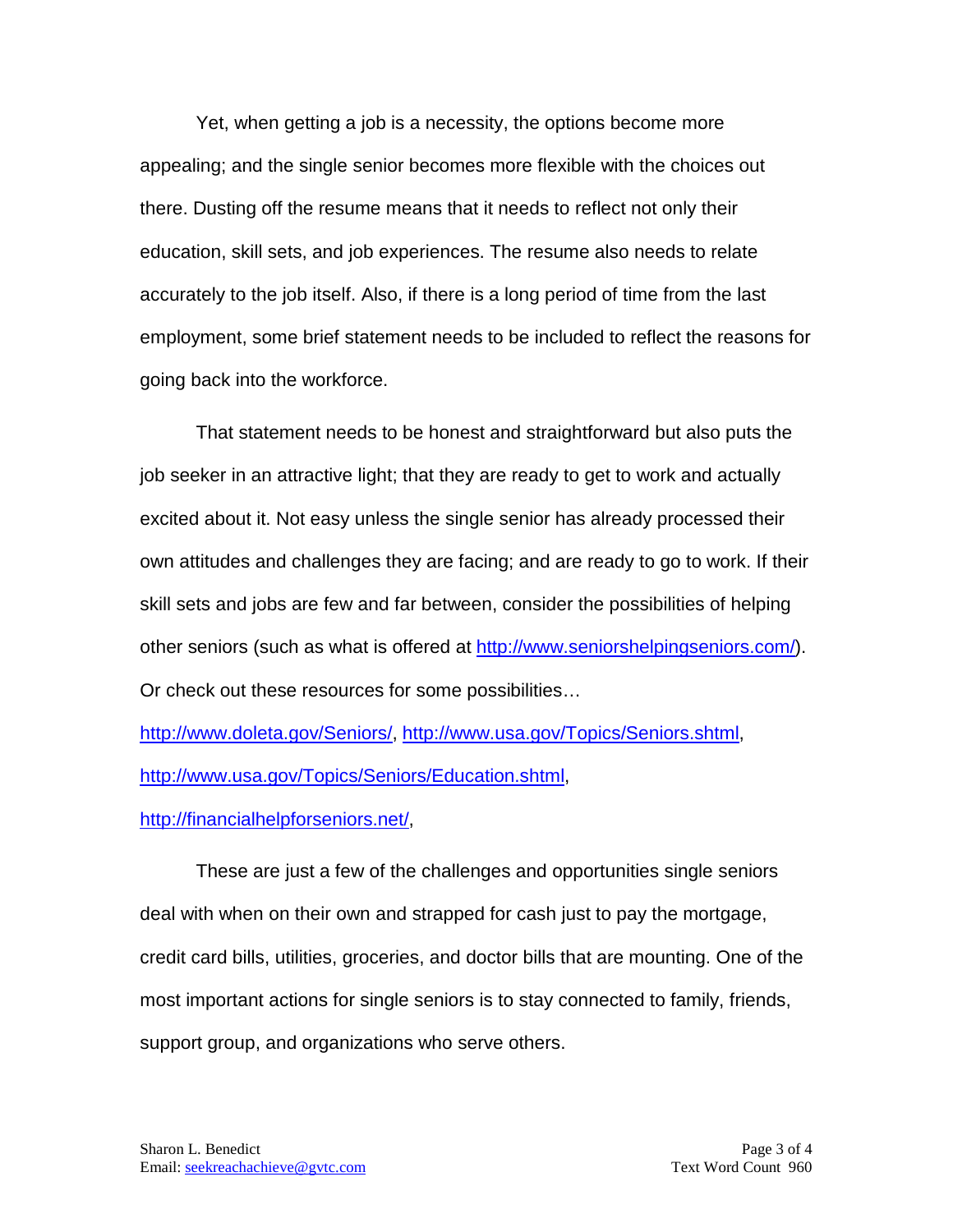Yet, when getting a job is a necessity, the options become more appealing; and the single senior becomes more flexible with the choices out there. Dusting off the resume means that it needs to reflect not only their education, skill sets, and job experiences. The resume also needs to relate accurately to the job itself. Also, if there is a long period of time from the last employment, some brief statement needs to be included to reflect the reasons for going back into the workforce.

That statement needs to be honest and straightforward but also puts the job seeker in an attractive light; that they are ready to get to work and actually excited about it. Not easy unless the single senior has already processed their own attitudes and challenges they are facing; and are ready to go to work. If their skill sets and jobs are few and far between, consider the possibilities of helping other seniors (such as what is offered at [http://www.seniorshelpingseniors.com/](http://www.seniorshelpingseniors.com/)). Or check out these resources for some possibilities…

[http://www.doleta.gov/Seniors/](http://www.doleta.gov/Seniors/), [http://www.usa.gov/Topics/Seniors.shtml](http://www.usa.gov/Topics/Seniors.shtml), [http://www.usa.gov/Topics/Seniors/Education.shtml](http://www.usa.gov/Topics/Seniors/Education.shtml), [http://financialhelpforseniors.net/](http://financialhelpforseniors.net/),

These are just a few of the challenges and opportunities single seniors deal with when on their own and strapped for cash just to pay the mortgage, credit card bills, utilities, groceries, and doctor bills that are mounting. One of the most important actions for single seniors is to stay connected to family, friends, support group, and organizations who serve others.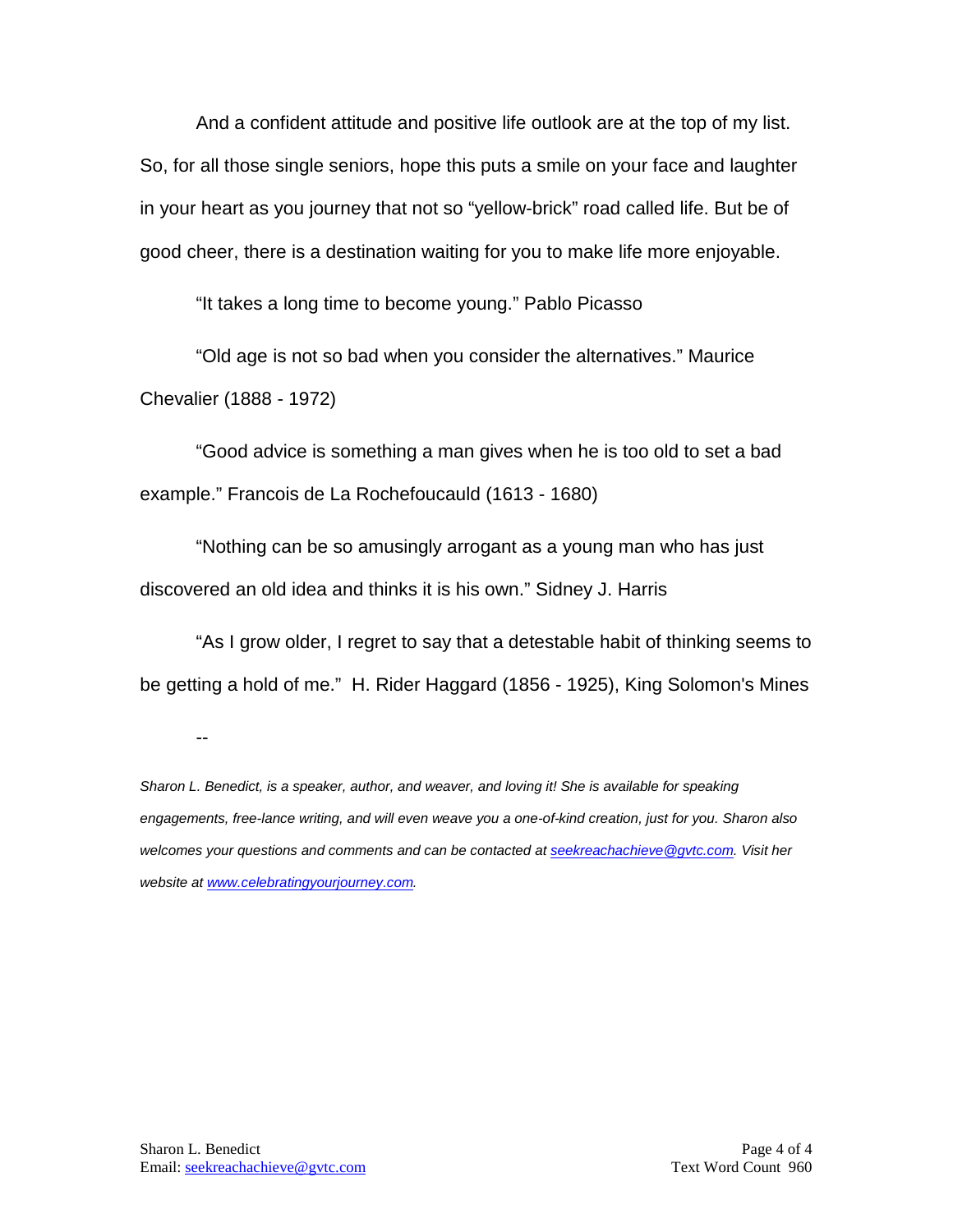And a confident attitude and positive life outlook are at the top of my list. So, for all those single seniors, hope this puts a smile on your face and laughter in your heart as you journey that not so "yellow-brick" road called life. But be of good cheer, there is a destination waiting for you to make life more enjoyable.

"It takes a long time to become young." Pablo Picasso

"Old age is not so bad when you consider the alternatives." Maurice Chevalier (1888 - 1972)

"Good advice is something a man gives when he is too old to set a bad example." Francois de La Rochefoucauld (1613 - 1680)

"Nothing can be so amusingly arrogant as a young man who has just discovered an old idea and thinks it is his own." Sidney J. Harris

"As I grow older, I regret to say that a detestable habit of thinking seems to be getting a hold of me." H. Rider Haggard (1856 - 1925), King Solomon's Mines

--

*Sharon L. Benedict, is a speaker, author, and weaver, and loving it! She is available for speaking engagements, free-lance writing, and will even weave you a one-of-kind creation, just for you. Sharon also welcomes your questions and comments and can be contacted at [seekreachachieve@gvtc.com](mailto:seekreachachieve@gvtc.com). Visit her website at [www.celebratingyourjourney.com](http://www.celebratingyourjourney.com).*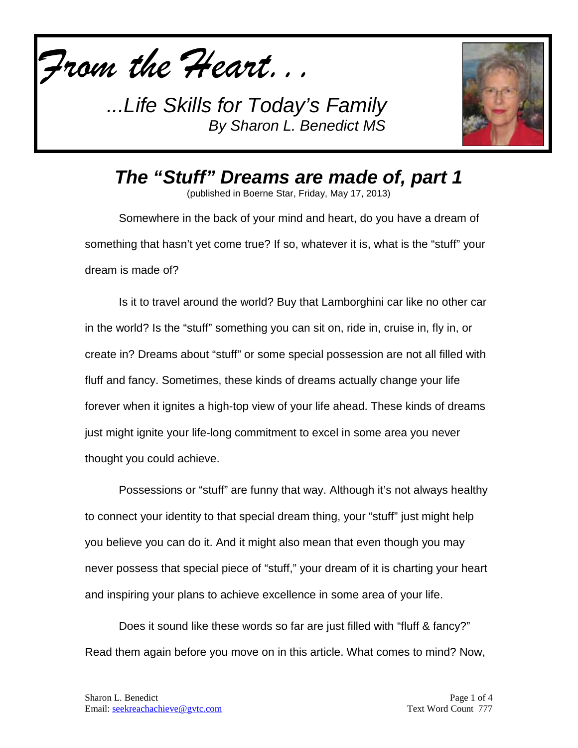*From the Heart. . .*

*...Life Skills for Today's Family*
*By Sharon L. Benedict MS*

# *The "Stuff" Dreams are made of, part 1*

(published in Boerne Star, Friday, May 17, 2013)

Somewhere in the back of your mind and heart, do you have a dream of something that hasn't yet come true? If so, whatever it is, what is the "stuff" your dream is made of?

Is it to travel around the world? Buy that Lamborghini car like no other car in the world? Is the "stuff" something you can sit on, ride in, cruise in, fly in, or create in? Dreams about "stuff" or some special possession are not all filled with fluff and fancy. Sometimes, these kinds of dreams actually change your life forever when it ignites a high-top view of your life ahead. These kinds of dreams just might ignite your life-long commitment to excel in some area you never thought you could achieve.

Possessions or "stuff" are funny that way. Although it's not always healthy to connect your identity to that special dream thing, your "stuff" just might help you believe you can do it. And it might also mean that even though you may never possess that special piece of "stuff," your dream of it is charting your heart and inspiring your plans to achieve excellence in some area of your life.

Does it sound like these words so far are just filled with "fluff & fancy?" Read them again before you move on in this article. What comes to mind? Now,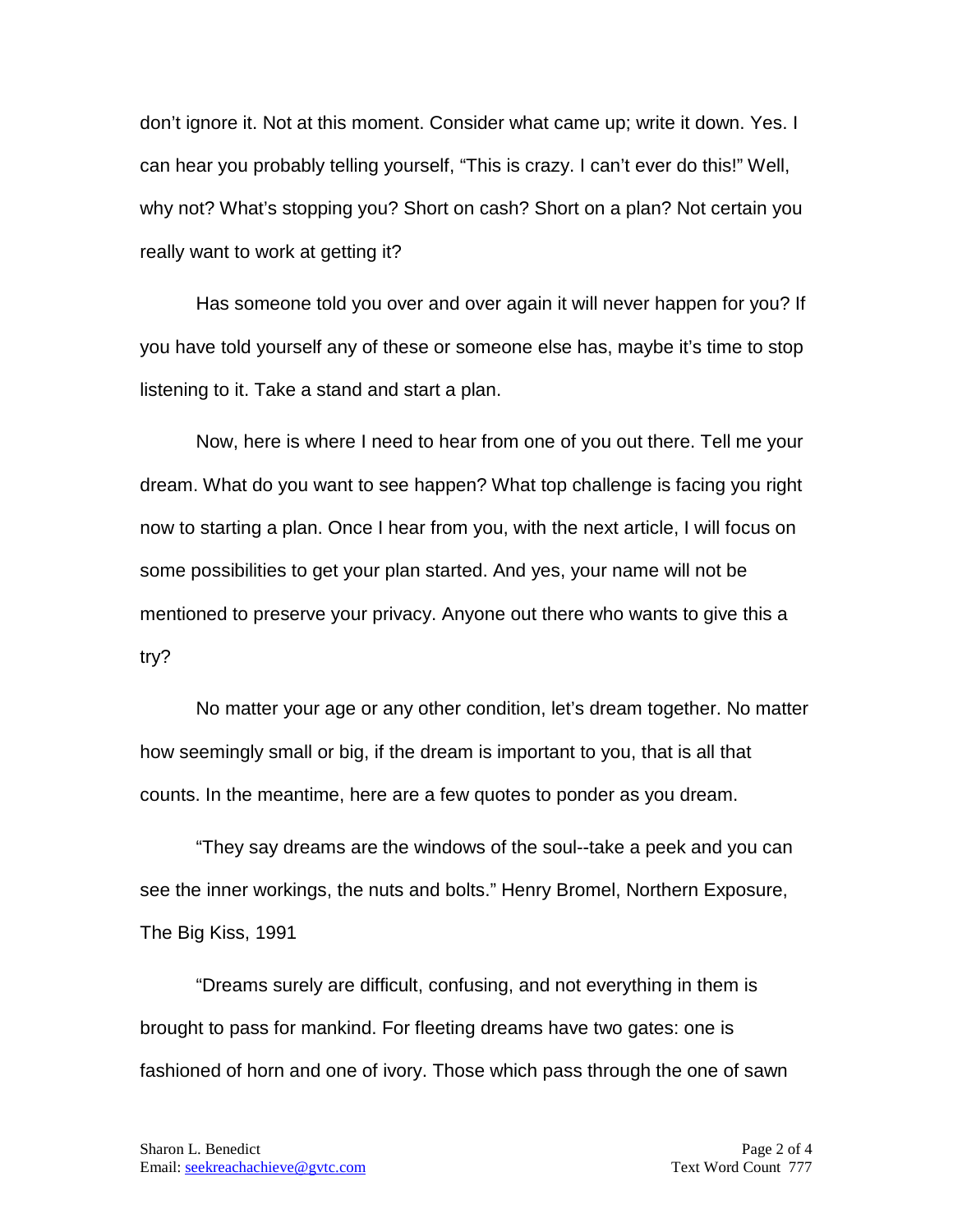don't ignore it. Not at this moment. Consider what came up; write it down. Yes. I can hear you probably telling yourself, "This is crazy. I can't ever do this!" Well, why not? What's stopping you? Short on cash? Short on a plan? Not certain you really want to work at getting it?

Has someone told you over and over again it will never happen for you? If you have told yourself any of these or someone else has, maybe it's time to stop listening to it. Take a stand and start a plan.

Now, here is where I need to hear from one of you out there. Tell me your dream. What do you want to see happen? What top challenge is facing you right now to starting a plan. Once I hear from you, with the next article, I will focus on some possibilities to get your plan started. And yes, your name will not be mentioned to preserve your privacy. Anyone out there who wants to give this a try?

No matter your age or any other condition, let's dream together. No matter how seemingly small or big, if the dream is important to you, that is all that counts. In the meantime, here are a few quotes to ponder as you dream.

"They say dreams are the windows of the soul--take a peek and you can see the inner workings, the nuts and bolts." Henry Bromel, Northern Exposure, The Big Kiss, 1991

"Dreams surely are difficult, confusing, and not everything in them is brought to pass for mankind. For fleeting dreams have two gates: one is fashioned of horn and one of ivory. Those which pass through the one of sawn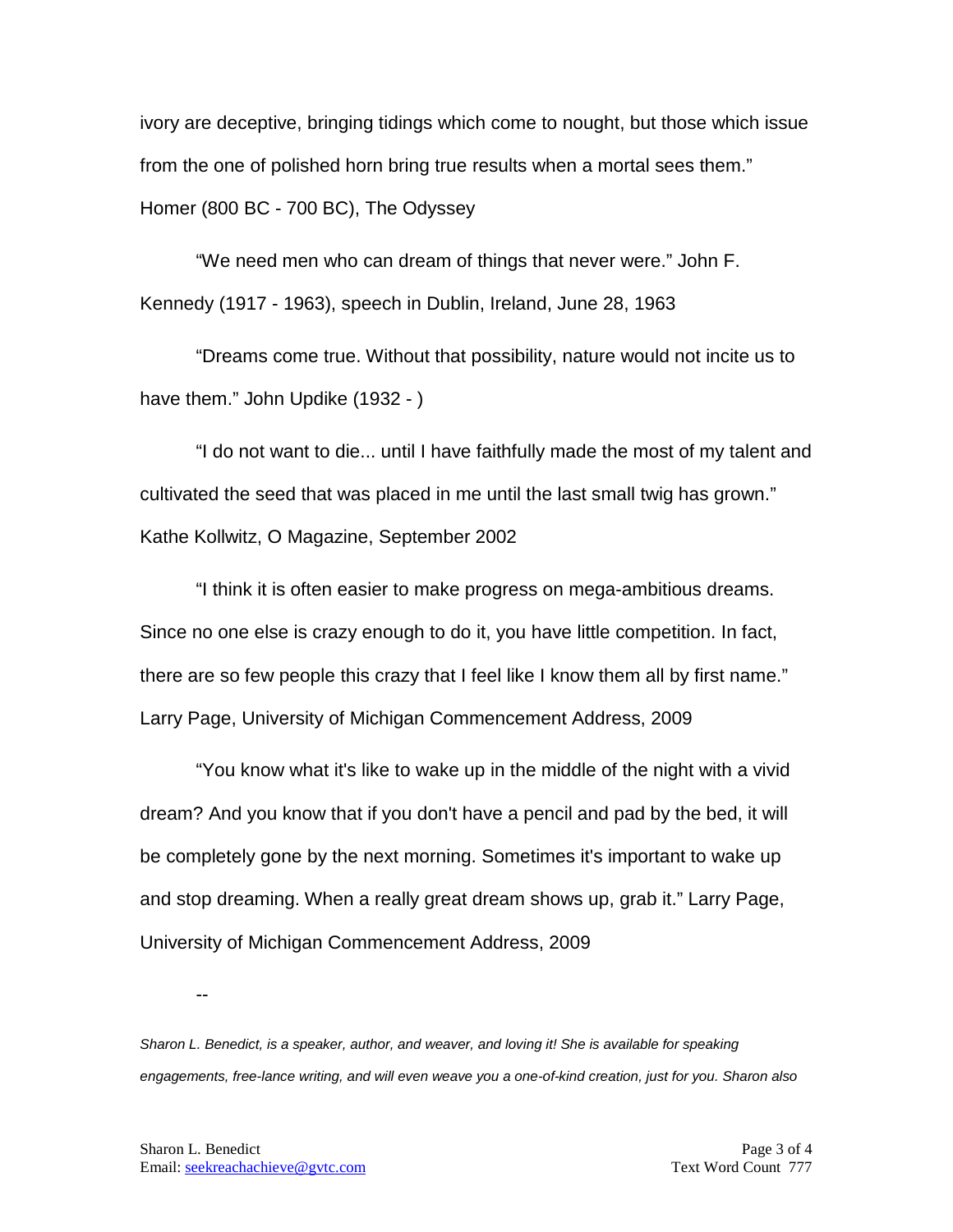ivory are deceptive, bringing tidings which come to nought, but those which issue from the one of polished horn bring true results when a mortal sees them." Homer (800 BC - 700 BC), The Odyssey

"We need men who can dream of things that never were." John F. Kennedy (1917 - 1963), speech in Dublin, Ireland, June 28, 1963

"Dreams come true. Without that possibility, nature would not incite us to have them." John Updike (1932 - )

"I do not want to die... until I have faithfully made the most of my talent and cultivated the seed that was placed in me until the last small twig has grown." Kathe Kollwitz, O Magazine, September 2002

"I think it is often easier to make progress on mega-ambitious dreams. Since no one else is crazy enough to do it, you have little competition. In fact, there are so few people this crazy that I feel like I know them all by first name." Larry Page, University of Michigan Commencement Address, 2009

"You know what it's like to wake up in the middle of the night with a vivid dream? And you know that if you don't have a pencil and pad by the bed, it will be completely gone by the next morning. Sometimes it's important to wake up and stop dreaming. When a really great dream shows up, grab it." Larry Page, University of Michigan Commencement Address, 2009

--

*Sharon L. Benedict, is a speaker, author, and weaver, and loving it! She is available for speaking engagements, free-lance writing, and will even weave you a one-of-kind creation, just for you. Sharon also*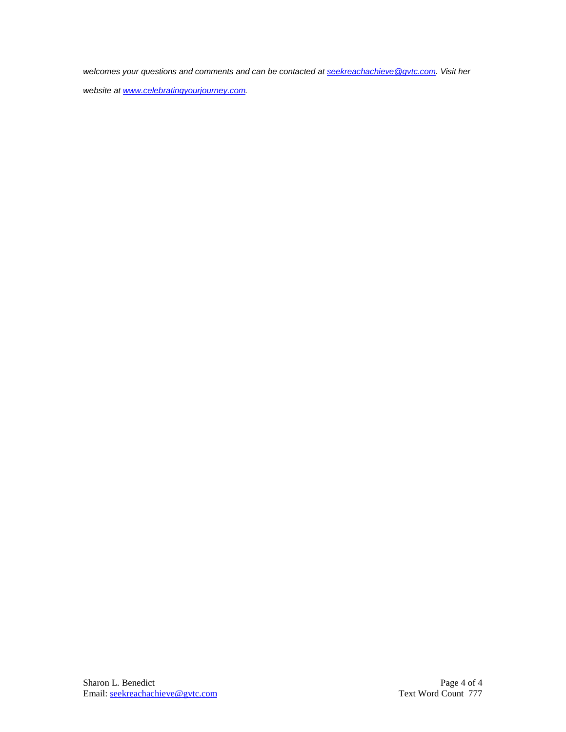*welcomes your questions and comments and can be contacted at [seekreachachieve@gvtc.com](mailto:seekreachachieve@gvtc.com). Visit her website at [www.celebratingyourjourney.com](http://www.celebratingyourjourney.com).*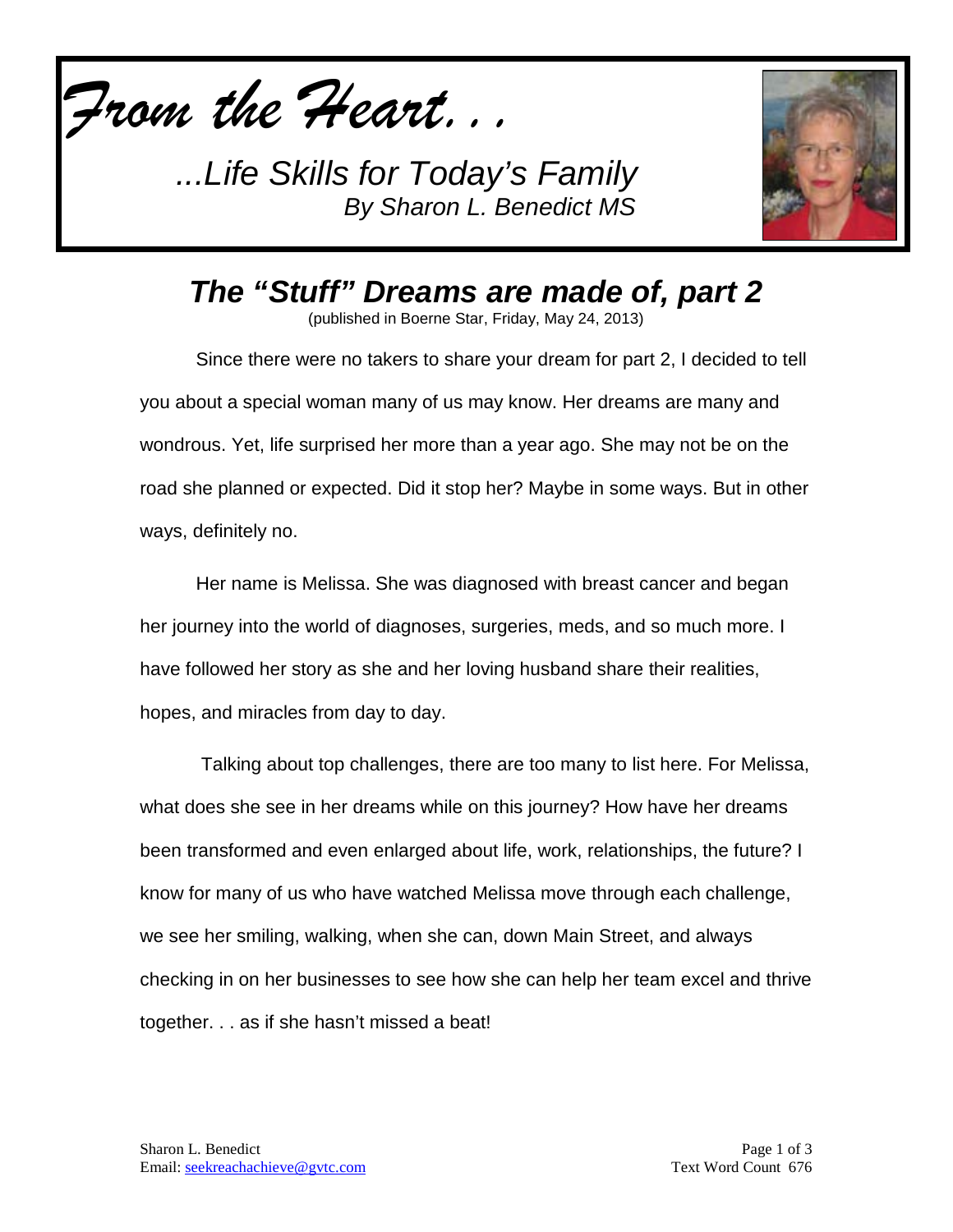*From the Heart. . .*

*...Life Skills for Today's Family*
*By Sharon L. Benedict MS*

# *The "Stuff" Dreams are made of, part 2*

(published in Boerne Star, Friday, May 24, 2013)

Since there were no takers to share your dream for part 2, I decided to tell you about a special woman many of us may know. Her dreams are many and wondrous. Yet, life surprised her more than a year ago. She may not be on the road she planned or expected. Did it stop her? Maybe in some ways. But in other ways, definitely no.

Her name is Melissa. She was diagnosed with breast cancer and began her journey into the world of diagnoses, surgeries, meds, and so much more. I have followed her story as she and her loving husband share their realities, hopes, and miracles from day to day.

Talking about top challenges, there are too many to list here. For Melissa, what does she see in her dreams while on this journey? How have her dreams been transformed and even enlarged about life, work, relationships, the future? I know for many of us who have watched Melissa move through each challenge, we see her smiling, walking, when she can, down Main Street, and always checking in on her businesses to see how she can help her team excel and thrive together. . . as if she hasn't missed a beat!

Sharon L. Benedict
Email: seekreachachieve@gvtc.com

Text Word Count 676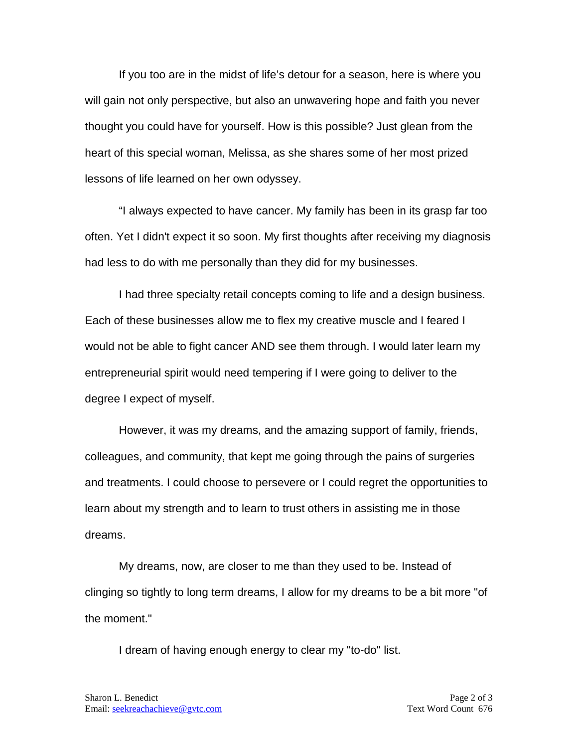If you too are in the midst of life's detour for a season, here is where you will gain not only perspective, but also an unwavering hope and faith you never thought you could have for yourself. How is this possible? Just glean from the heart of this special woman, Melissa, as she shares some of her most prized lessons of life learned on her own odyssey.

"I always expected to have cancer. My family has been in its grasp far too often. Yet I didn't expect it so soon. My first thoughts after receiving my diagnosis had less to do with me personally than they did for my businesses.

I had three specialty retail concepts coming to life and a design business. Each of these businesses allow me to flex my creative muscle and I feared I would not be able to fight cancer AND see them through. I would later learn my entrepreneurial spirit would need tempering if I were going to deliver to the degree I expect of myself.

However, it was my dreams, and the amazing support of family, friends, colleagues, and community, that kept me going through the pains of surgeries and treatments. I could choose to persevere or I could regret the opportunities to learn about my strength and to learn to trust others in assisting me in those dreams.

My dreams, now, are closer to me than they used to be. Instead of clinging so tightly to long term dreams, I allow for my dreams to be a bit more "of the moment."

I dream of having enough energy to clear my "to-do" list.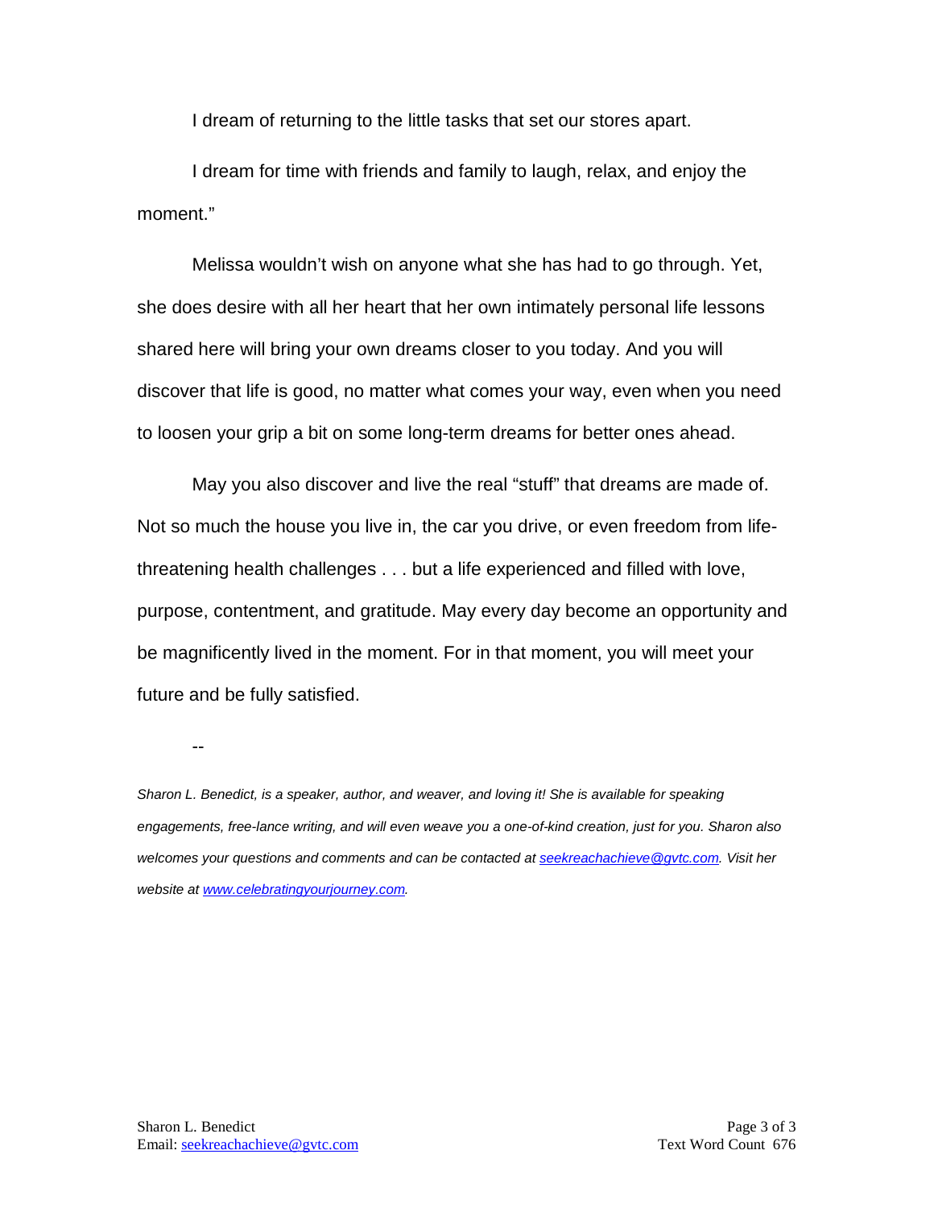I dream of returning to the little tasks that set our stores apart.

I dream for time with friends and family to laugh, relax, and enjoy the moment."

Melissa wouldn't wish on anyone what she has had to go through. Yet, she does desire with all her heart that her own intimately personal life lessons shared here will bring your own dreams closer to you today. And you will discover that life is good, no matter what comes your way, even when you need to loosen your grip a bit on some long-term dreams for better ones ahead.

May you also discover and live the real "stuff" that dreams are made of. Not so much the house you live in, the car you drive, or even freedom from life-threatening health challenges . . . but a life experienced and filled with love, purpose, contentment, and gratitude. May every day become an opportunity and be magnificently lived in the moment. For in that moment, you will meet your future and be fully satisfied.

--

*Sharon L. Benedict, is a speaker, author, and weaver, and loving it! She is available for speaking engagements, free-lance writing, and will even weave you a one-of-kind creation, just for you. Sharon also welcomes your questions and comments and can be contacted at [seekreachachieve@gvtc.com](mailto:seekreachachieve@gvtc.com). Visit her website at [www.celebratingyourjourney.com](http://www.celebratingyourjourney.com).*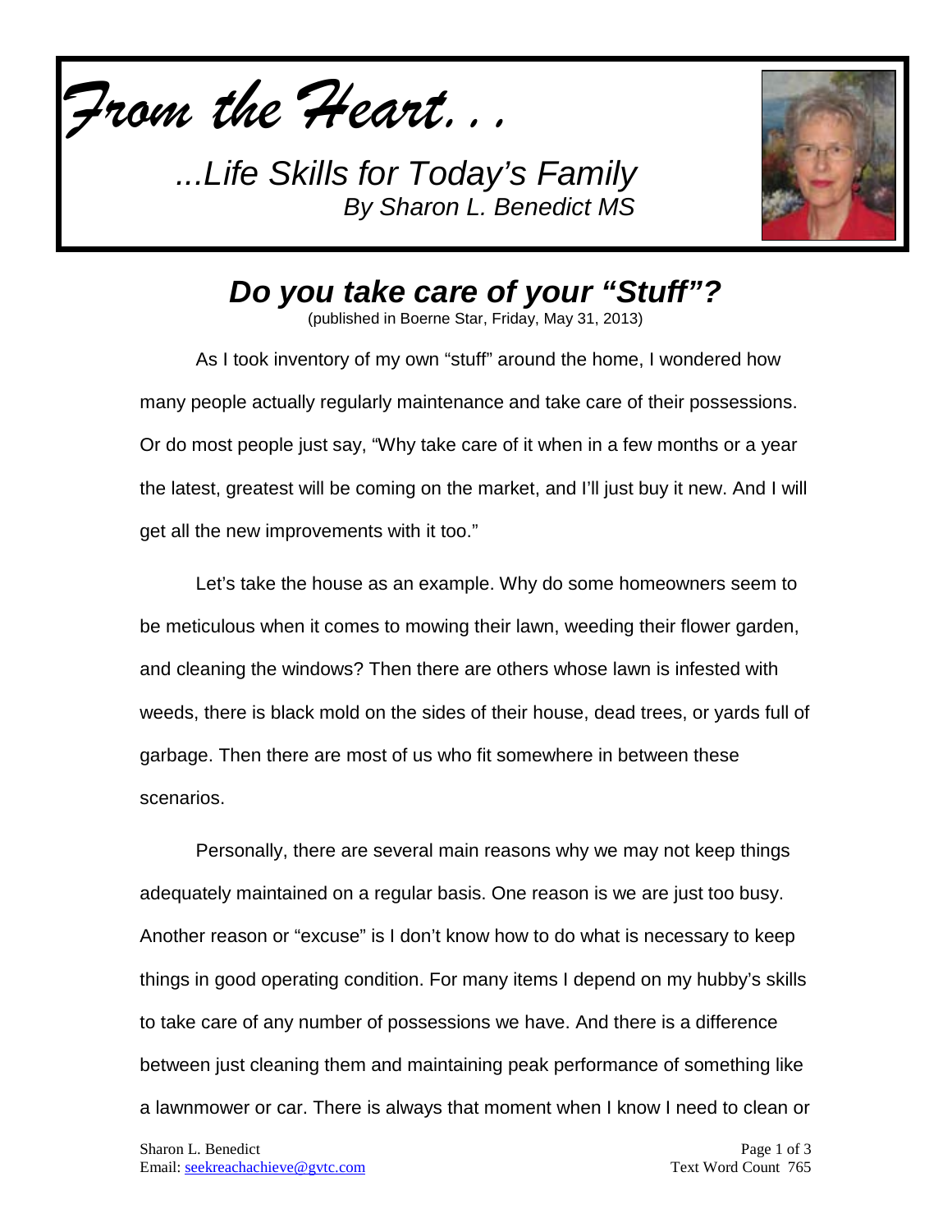*From the Heart...*

*...Life Skills for Today's Family*
*By Sharon L. Benedict MS*

# *Do you take care of your "Stuff"?*

(published in Boerne Star, Friday, May 31, 2013)

As I took inventory of my own "stuff" around the home, I wondered how many people actually regularly maintenance and take care of their possessions. Or do most people just say, "Why take care of it when in a few months or a year the latest, greatest will be coming on the market, and I'll just buy it new. And I will get all the new improvements with it too."

Let's take the house as an example. Why do some homeowners seem to be meticulous when it comes to mowing their lawn, weeding their flower garden, and cleaning the windows? Then there are others whose lawn is infested with weeds, there is black mold on the sides of their house, dead trees, or yards full of garbage. Then there are most of us who fit somewhere in between these scenarios.

Personally, there are several main reasons why we may not keep things adequately maintained on a regular basis. One reason is we are just too busy. Another reason or "excuse" is I don't know how to do what is necessary to keep things in good operating condition. For many items I depend on my hubby's skills to take care of any number of possessions we have. And there is a difference between just cleaning them and maintaining peak performance of something like a lawnmower or car. There is always that moment when I know I need to clean or

Sharon L. Benedict
Email: seekreachachieve@gvtc.com

Text Word Count 765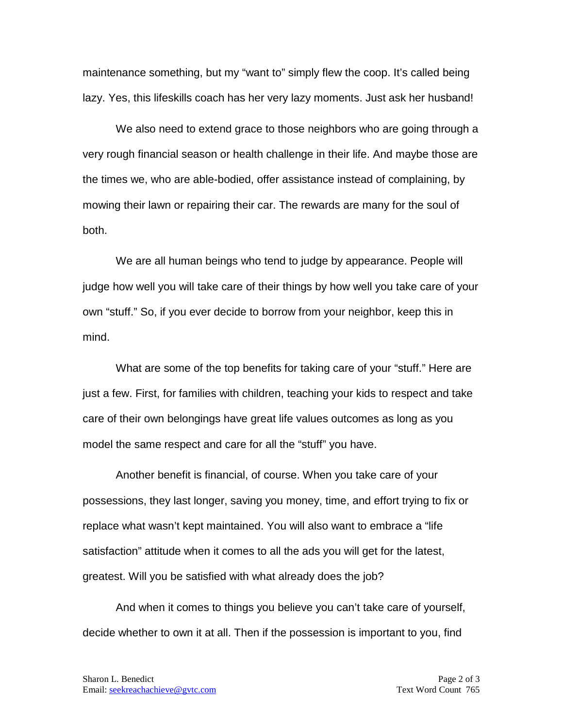maintenance something, but my “want to” simply flew the coop. It’s called being lazy. Yes, this lifeskills coach has her very lazy moments. Just ask her husband!

We also need to extend grace to those neighbors who are going through a very rough financial season or health challenge in their life. And maybe those are the times we, who are able-bodied, offer assistance instead of complaining, by mowing their lawn or repairing their car. The rewards are many for the soul of both.

We are all human beings who tend to judge by appearance. People will judge how well you will take care of their things by how well you take care of your own “stuff.” So, if you ever decide to borrow from your neighbor, keep this in mind.

What are some of the top benefits for taking care of your “stuff.” Here are just a few. First, for families with children, teaching your kids to respect and take care of their own belongings have great life values outcomes as long as you model the same respect and care for all the “stuff” you have.

Another benefit is financial, of course. When you take care of your possessions, they last longer, saving you money, time, and effort trying to fix or replace what wasn’t kept maintained. You will also want to embrace a “life satisfaction” attitude when it comes to all the ads you will get for the latest, greatest. Will you be satisfied with what already does the job?

And when it comes to things you believe you can’t take care of yourself, decide whether to own it at all. Then if the possession is important to you, find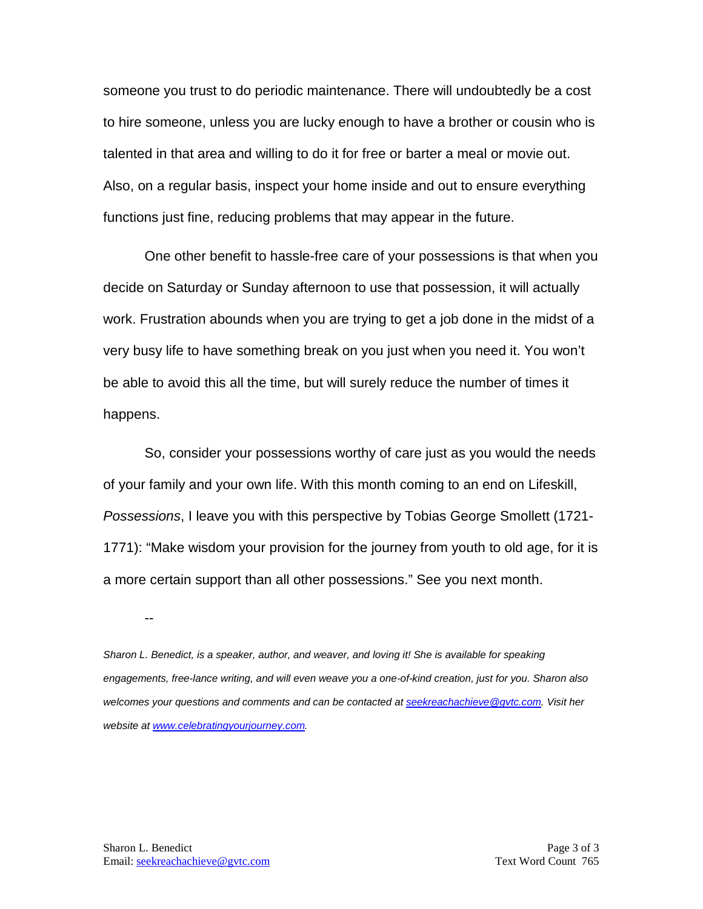someone you trust to do periodic maintenance. There will undoubtedly be a cost to hire someone, unless you are lucky enough to have a brother or cousin who is talented in that area and willing to do it for free or barter a meal or movie out. Also, on a regular basis, inspect your home inside and out to ensure everything functions just fine, reducing problems that may appear in the future.

One other benefit to hassle-free care of your possessions is that when you decide on Saturday or Sunday afternoon to use that possession, it will actually work. Frustration abounds when you are trying to get a job done in the midst of a very busy life to have something break on you just when you need it. You won't be able to avoid this all the time, but will surely reduce the number of times it happens.

So, consider your possessions worthy of care just as you would the needs of your family and your own life. With this month coming to an end on Lifeskill, *Possessions*, I leave you with this perspective by Tobias George Smollett (1721-1771): "Make wisdom your provision for the journey from youth to old age, for it is a more certain support than all other possessions." See you next month.

--

*Sharon L. Benedict, is a speaker, author, and weaver, and loving it! She is available for speaking engagements, free-lance writing, and will even weave you a one-of-kind creation, just for you. Sharon also welcomes your questions and comments and can be contacted at [seekreachachieve@gvtc.com](mailto:seekreachachieve@gvtc.com). Visit her website at [www.celebratingyourjourney.com](http://www.celebratingyourjourney.com).*